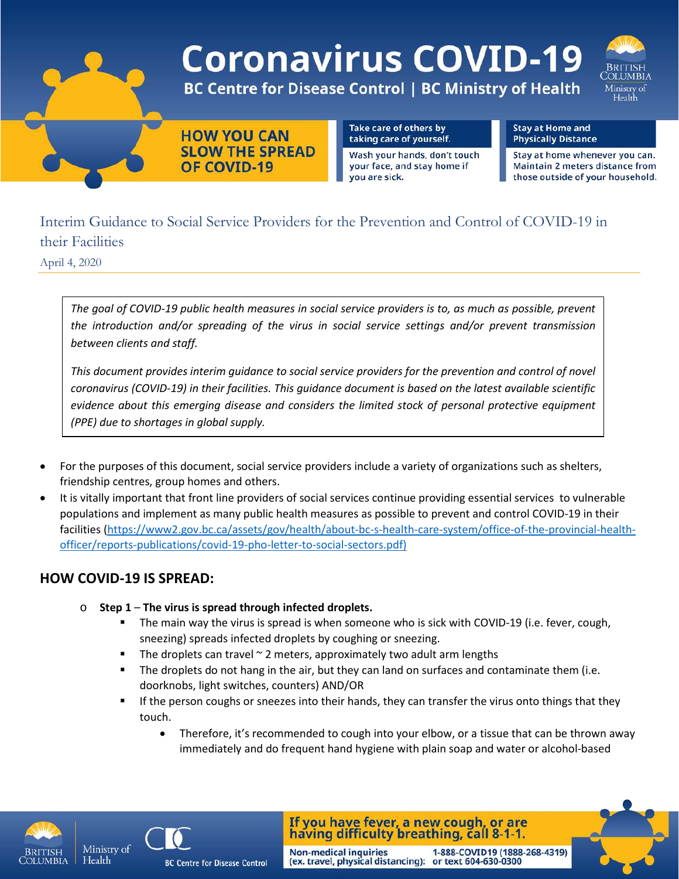# Coronavirus COVID-19

**BC Centre for Disease Control | BC Ministry of Health**

**HOW YOU CAN SLOW THE SPREAD OF COVID-19**

**Take care of others by taking care of yourself.**
Wash your hands, don't touch your face, and stay home if you are sick.

**Stay at Home and Physically Distance**
Stay at home whenever you can. Maintain 2 meters distance from those outside of your household.

## Interim Guidance to Social Service Providers for the Prevention and Control of COVID-19 in their Facilities

April 4, 2020

> *The goal of COVID-19 public health measures in social service providers is to, as much as possible, prevent the introduction and/or spreading of the virus in social service settings and/or prevent transmission between clients and staff.*
>
> *This document provides interim guidance to social service providers for the prevention and control of novel coronavirus (COVID-19) in their facilities. This guidance document is based on the latest available scientific evidence about this emerging disease and considers the limited stock of personal protective equipment (PPE) due to shortages in global supply.*

- For the purposes of this document, social service providers include a variety of organizations such as shelters, friendship centres, group homes and others.
- It is vitally important that front line providers of social services continue providing essential services to vulnerable populations and implement as many public health measures as possible to prevent and control COVID-19 in their facilities (https://www2.gov.bc.ca/assets/gov/health/about-bc-s-health-care-system/office-of-the-provincial-health-officer/reports-publications/covid-19-pho-letter-to-social-sectors.pdf)

## HOW COVID-19 IS SPREAD:

- **Step 1** – **The virus is spread through infected droplets.**
  - The main way the virus is spread is when someone who is sick with COVID-19 (i.e. fever, cough, sneezing) spreads infected droplets by coughing or sneezing.
  - The droplets can travel ~ 2 meters, approximately two adult arm lengths
  - The droplets do not hang in the air, but they can land on surfaces and contaminate them (i.e. doorknobs, light switches, counters) AND/OR
  - If the person coughs or sneezes into their hands, they can transfer the virus onto things that they touch.
    - Therefore, it's recommended to cough into your elbow, or a tissue that can be thrown away immediately and do frequent hand hygiene with plain soap and water or alcohol-based

**If you have fever, a new cough, or are having difficulty breathing, call 8-1-1.**

Non-medical inquiries (ex. travel, physical distancing): 1-888-COVID19 (1888-268-4319) or text 604-630-0300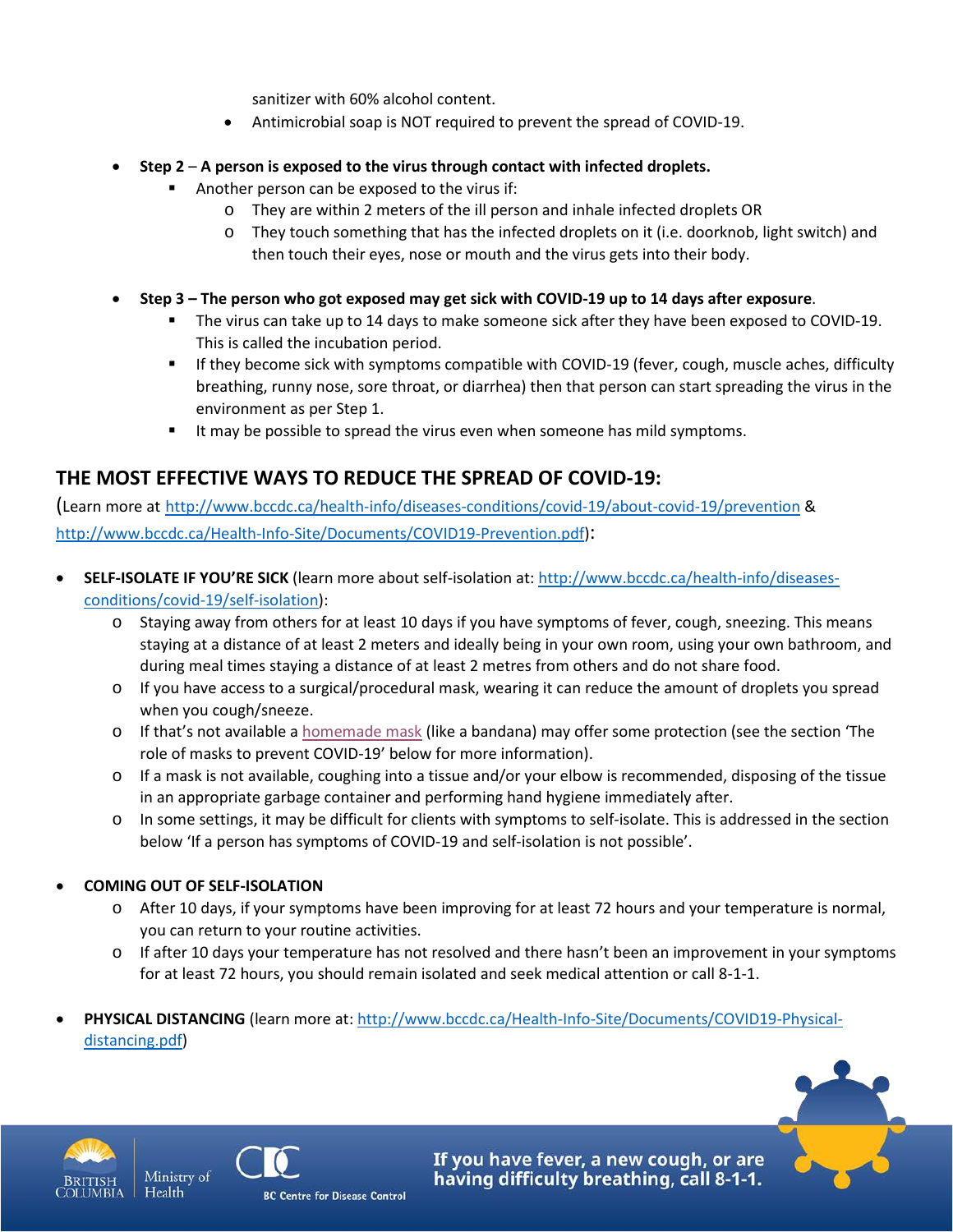sanitizer with 60% alcohol content.
  - Antimicrobial soap is NOT required to prevent the spread of COVID-19.

- **Step 2** – **A person is exposed to the virus through contact with infected droplets.**
  - Another person can be exposed to the virus if:
    - They are within 2 meters of the ill person and inhale infected droplets OR
    - They touch something that has the infected droplets on it (i.e. doorknob, light switch) and then touch their eyes, nose or mouth and the virus gets into their body.

- **Step 3 – The person who got exposed may get sick with COVID-19 up to 14 days after exposure**.
  - The virus can take up to 14 days to make someone sick after they have been exposed to COVID-19. This is called the incubation period.
  - If they become sick with symptoms compatible with COVID-19 (fever, cough, muscle aches, difficulty breathing, runny nose, sore throat, or diarrhea) then that person can start spreading the virus in the environment as per Step 1.
  - It may be possible to spread the virus even when someone has mild symptoms.

## THE MOST EFFECTIVE WAYS TO REDUCE THE SPREAD OF COVID-19:

(Learn more at http://www.bccdc.ca/health-info/diseases-conditions/covid-19/about-covid-19/prevention & http://www.bccdc.ca/Health-Info-Site/Documents/COVID19-Prevention.pdf):

- **SELF-ISOLATE IF YOU'RE SICK** (learn more about self-isolation at: http://www.bccdc.ca/health-info/diseases-conditions/covid-19/self-isolation):
  - Staying away from others for at least 10 days if you have symptoms of fever, cough, sneezing. This means staying at a distance of at least 2 meters and ideally being in your own room, using your own bathroom, and during meal times staying a distance of at least 2 metres from others and do not share food.
  - If you have access to a surgical/procedural mask, wearing it can reduce the amount of droplets you spread when you cough/sneeze.
  - If that's not available a homemade mask (like a bandana) may offer some protection (see the section 'The role of masks to prevent COVID-19' below for more information).
  - If a mask is not available, coughing into a tissue and/or your elbow is recommended, disposing of the tissue in an appropriate garbage container and performing hand hygiene immediately after.
  - In some settings, it may be difficult for clients with symptoms to self-isolate. This is addressed in the section below 'If a person has symptoms of COVID-19 and self-isolation is not possible'.

- **COMING OUT OF SELF-ISOLATION**
  - After 10 days, if your symptoms have been improving for at least 72 hours and your temperature is normal, you can return to your routine activities.
  - If after 10 days your temperature has not resolved and there hasn't been an improvement in your symptoms for at least 72 hours, you should remain isolated and seek medical attention or call 8-1-1.

- **PHYSICAL DISTANCING** (learn more at: http://www.bccdc.ca/Health-Info-Site/Documents/COVID19-Physical-distancing.pdf)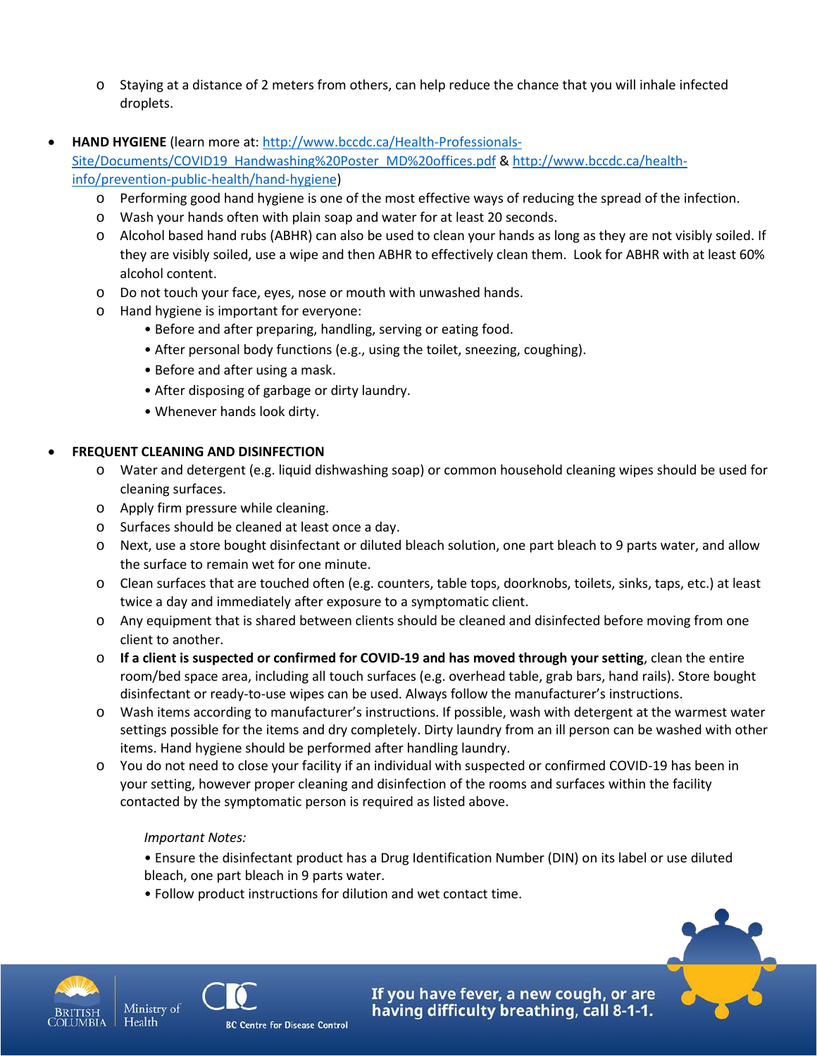- Staying at a distance of 2 meters from others, can help reduce the chance that you will inhale infected droplets.

- **HAND HYGIENE** (learn more at: [http://www.bccdc.ca/Health-Professionals-Site/Documents/COVID19_Handwashing%20Poster_MD%20offices.pdf](http://www.bccdc.ca/Health-Professionals-Site/Documents/COVID19_Handwashing%20Poster_MD%20offices.pdf) & [http://www.bccdc.ca/health-info/prevention-public-health/hand-hygiene](http://www.bccdc.ca/health-info/prevention-public-health/hand-hygiene))
  - Performing good hand hygiene is one of the most effective ways of reducing the spread of the infection.
  - Wash your hands often with plain soap and water for at least 20 seconds.
  - Alcohol based hand rubs (ABHR) can also be used to clean your hands as long as they are not visibly soiled. If they are visibly soiled, use a wipe and then ABHR to effectively clean them. Look for ABHR with at least 60% alcohol content.
  - Do not touch your face, eyes, nose or mouth with unwashed hands.
  - Hand hygiene is important for everyone:
    - Before and after preparing, handling, serving or eating food.
    - After personal body functions (e.g., using the toilet, sneezing, coughing).
    - Before and after using a mask.
    - After disposing of garbage or dirty laundry.
    - Whenever hands look dirty.

- **FREQUENT CLEANING AND DISINFECTION**
  - Water and detergent (e.g. liquid dishwashing soap) or common household cleaning wipes should be used for cleaning surfaces.
  - Apply firm pressure while cleaning.
  - Surfaces should be cleaned at least once a day.
  - Next, use a store bought disinfectant or diluted bleach solution, one part bleach to 9 parts water, and allow the surface to remain wet for one minute.
  - Clean surfaces that are touched often (e.g. counters, table tops, doorknobs, toilets, sinks, taps, etc.) at least twice a day and immediately after exposure to a symptomatic client.
  - Any equipment that is shared between clients should be cleaned and disinfected before moving from one client to another.
  - **If a client is suspected or confirmed for COVID-19 and has moved through your setting**, clean the entire room/bed space area, including all touch surfaces (e.g. overhead table, grab bars, hand rails). Store bought disinfectant or ready-to-use wipes can be used. Always follow the manufacturer's instructions.
  - Wash items according to manufacturer's instructions. If possible, wash with detergent at the warmest water settings possible for the items and dry completely. Dirty laundry from an ill person can be washed with other items. Hand hygiene should be performed after handling laundry.
  - You do not need to close your facility if an individual with suspected or confirmed COVID-19 has been in your setting, however proper cleaning and disinfection of the rooms and surfaces within the facility contacted by the symptomatic person is required as listed above.

    *Important Notes:*

    - Ensure the disinfectant product has a Drug Identification Number (DIN) on its label or use diluted bleach, one part bleach in 9 parts water.
    - Follow product instructions for dilution and wet contact time.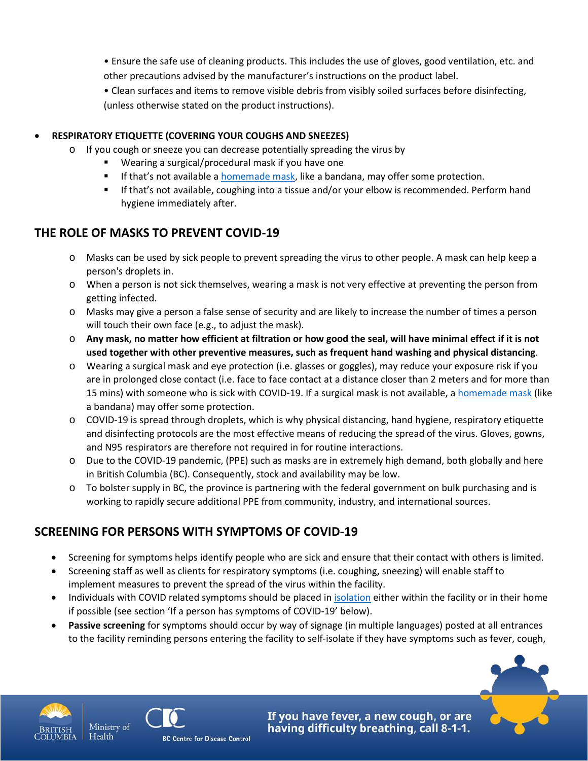- Ensure the safe use of cleaning products. This includes the use of gloves, good ventilation, etc. and other precautions advised by the manufacturer's instructions on the product label.
- Clean surfaces and items to remove visible debris from visibly soiled surfaces before disinfecting, (unless otherwise stated on the product instructions).

- **RESPIRATORY ETIQUETTE (COVERING YOUR COUGHS AND SNEEZES)**
  - If you cough or sneeze you can decrease potentially spreading the virus by
    - Wearing a surgical/procedural mask if you have one
    - If that's not available a homemade mask, like a bandana, may offer some protection.
    - If that's not available, coughing into a tissue and/or your elbow is recommended. Perform hand hygiene immediately after.

## THE ROLE OF MASKS TO PREVENT COVID-19

- Masks can be used by sick people to prevent spreading the virus to other people. A mask can help keep a person's droplets in.
- When a person is not sick themselves, wearing a mask is not very effective at preventing the person from getting infected.
- Masks may give a person a false sense of security and are likely to increase the number of times a person will touch their own face (e.g., to adjust the mask).
- **Any mask, no matter how efficient at filtration or how good the seal, will have minimal effect if it is not used together with other preventive measures, such as frequent hand washing and physical distancing**.
- Wearing a surgical mask and eye protection (i.e. glasses or goggles), may reduce your exposure risk if you are in prolonged close contact (i.e. face to face contact at a distance closer than 2 meters and for more than 15 mins) with someone who is sick with COVID-19. If a surgical mask is not available, a homemade mask (like a bandana) may offer some protection.
- COVID-19 is spread through droplets, which is why physical distancing, hand hygiene, respiratory etiquette and disinfecting protocols are the most effective means of reducing the spread of the virus. Gloves, gowns, and N95 respirators are therefore not required in for routine interactions.
- Due to the COVID-19 pandemic, (PPE) such as masks are in extremely high demand, both globally and here in British Columbia (BC). Consequently, stock and availability may be low.
- To bolster supply in BC, the province is partnering with the federal government on bulk purchasing and is working to rapidly secure additional PPE from community, industry, and international sources.

## SCREENING FOR PERSONS WITH SYMPTOMS OF COVID-19

- Screening for symptoms helps identify people who are sick and ensure that their contact with others is limited.
- Screening staff as well as clients for respiratory symptoms (i.e. coughing, sneezing) will enable staff to implement measures to prevent the spread of the virus within the facility.
- Individuals with COVID related symptoms should be placed in isolation either within the facility or in their home if possible (see section 'If a person has symptoms of COVID-19' below).
- **Passive screening** for symptoms should occur by way of signage (in multiple languages) posted at all entrances to the facility reminding persons entering the facility to self-isolate if they have symptoms such as fever, cough,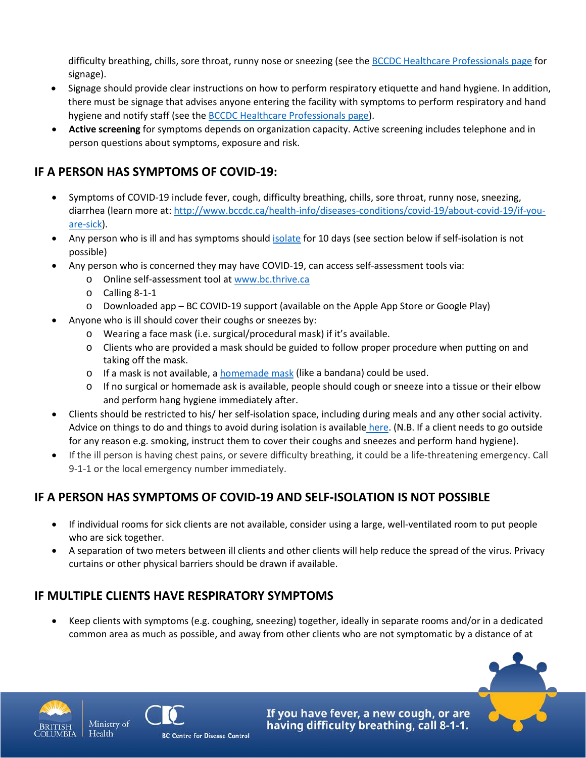difficulty breathing, chills, sore throat, runny nose or sneezing (see the [BCCDC Healthcare Professionals page]() for signage).

- Signage should provide clear instructions on how to perform respiratory etiquette and hand hygiene. In addition, there must be signage that advises anyone entering the facility with symptoms to perform respiratory and hand hygiene and notify staff (see the [BCCDC Healthcare Professionals page]()).
- **Active screening** for symptoms depends on organization capacity. Active screening includes telephone and in person questions about symptoms, exposure and risk.

## IF A PERSON HAS SYMPTOMS OF COVID-19:

- Symptoms of COVID-19 include fever, cough, difficulty breathing, chills, sore throat, runny nose, sneezing, diarrhea (learn more at: http://www.bccdc.ca/health-info/diseases-conditions/covid-19/about-covid-19/if-you-are-sick).
- Any person who is ill and has symptoms should [isolate]() for 10 days (see section below if self-isolation is not possible)
- Any person who is concerned they may have COVID-19, can access self-assessment tools via:
  - Online self-assessment tool at www.bc.thrive.ca
  - Calling 8-1-1
  - Downloaded app – BC COVID-19 support (available on the Apple App Store or Google Play)
- Anyone who is ill should cover their coughs or sneezes by:
  - Wearing a face mask (i.e. surgical/procedural mask) if it's available.
  - Clients who are provided a mask should be guided to follow proper procedure when putting on and taking off the mask.
  - If a mask is not available, a [homemade mask]() (like a bandana) could be used.
  - If no surgical or homemade ask is available, people should cough or sneeze into a tissue or their elbow and perform hang hygiene immediately after.
- Clients should be restricted to his/ her self-isolation space, including during meals and any other social activity. Advice on things to do and things to avoid during isolation is available [here](). (N.B. If a client needs to go outside for any reason e.g. smoking, instruct them to cover their coughs and sneezes and perform hand hygiene).
- If the ill person is having chest pains, or severe difficulty breathing, it could be a life-threatening emergency. Call 9-1-1 or the local emergency number immediately.

## IF A PERSON HAS SYMPTOMS OF COVID-19 AND SELF-ISOLATION IS NOT POSSIBLE

- If individual rooms for sick clients are not available, consider using a large, well-ventilated room to put people who are sick together.
- A separation of two meters between ill clients and other clients will help reduce the spread of the virus. Privacy curtains or other physical barriers should be drawn if available.

## IF MULTIPLE CLIENTS HAVE RESPIRATORY SYMPTOMS

- Keep clients with symptoms (e.g. coughing, sneezing) together, ideally in separate rooms and/or in a dedicated common area as much as possible, and away from other clients who are not symptomatic by a distance of at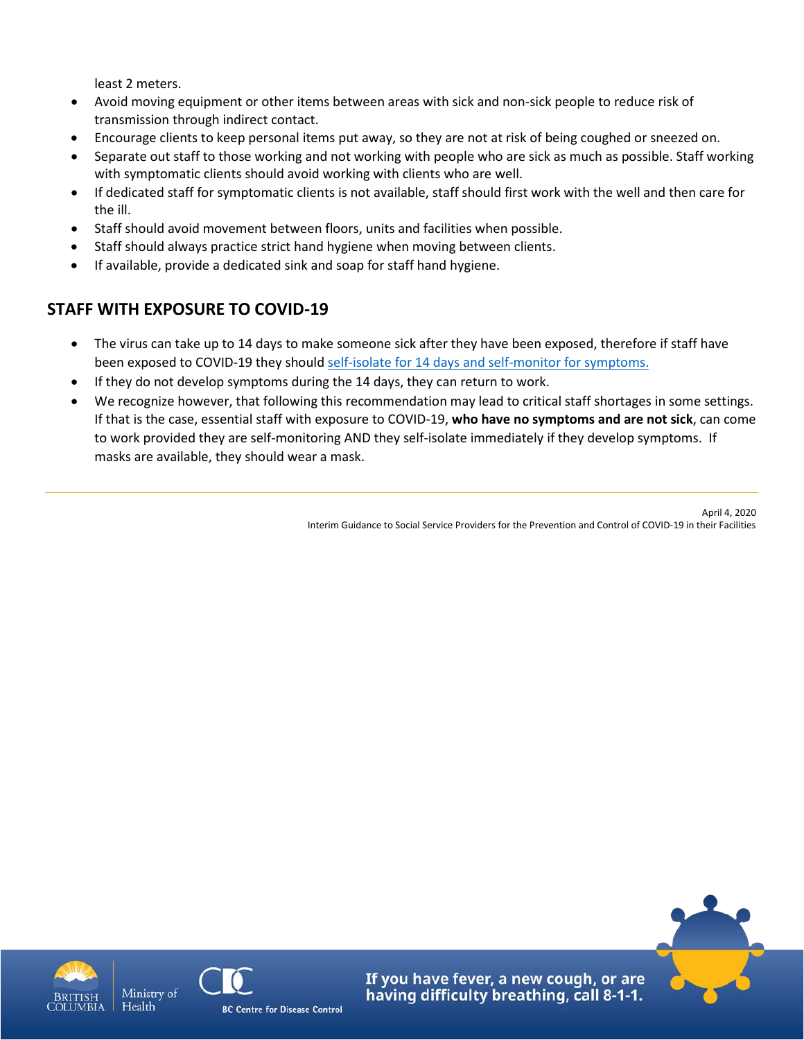least 2 meters.

- Avoid moving equipment or other items between areas with sick and non-sick people to reduce risk of transmission through indirect contact.
- Encourage clients to keep personal items put away, so they are not at risk of being coughed or sneezed on.
- Separate out staff to those working and not working with people who are sick as much as possible. Staff working with symptomatic clients should avoid working with clients who are well.
- If dedicated staff for symptomatic clients is not available, staff should first work with the well and then care for the ill.
- Staff should avoid movement between floors, units and facilities when possible.
- Staff should always practice strict hand hygiene when moving between clients.
- If available, provide a dedicated sink and soap for staff hand hygiene.

## STAFF WITH EXPOSURE TO COVID-19

- The virus can take up to 14 days to make someone sick after they have been exposed, therefore if staff have been exposed to COVID-19 they should self-isolate for 14 days and self-monitor for symptoms.
- If they do not develop symptoms during the 14 days, they can return to work.
- We recognize however, that following this recommendation may lead to critical staff shortages in some settings. If that is the case, essential staff with exposure to COVID-19, **who have no symptoms and are not sick**, can come to work provided they are self-monitoring AND they self-isolate immediately if they develop symptoms. If masks are available, they should wear a mask.

If you have fever, a new cough, or are having difficulty breathing, call 8-1-1.